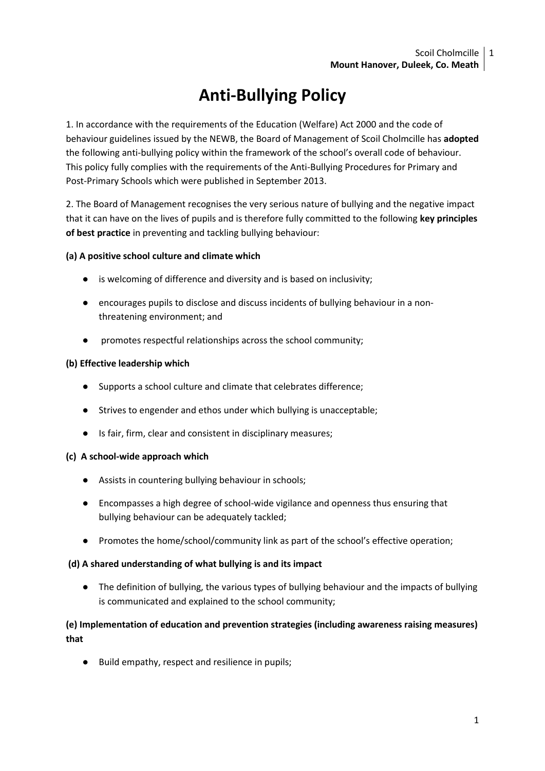# Anti-Bullying Policy

1. In accordance with the requirements of the Education (Welfare) Act 2000 and the code of behaviour guidelines issued by the NEWB, the Board of Management of Scoil Cholmcille has **adopted** the following anti-bullying policy within the framework of the school's overall code of behaviour. This policy fully complies with the requirements of the Anti-Bullying Procedures for Primary and Post-Primary Schools which were published in September 2013.

2. The Board of Management recognises the very serious nature of bullying and the negative impact that it can have on the lives of pupils and is therefore fully committed to the following **key principles of best practice** in preventing and tackling bullying behaviour:

**(a) A positive school culture and climate which**

- is welcoming of difference and diversity and is based on inclusivity;
- encourages pupils to disclose and discuss incidents of bullying behaviour in a non-threatening environment; and
- promotes respectful relationships across the school community;

**(b) Effective leadership which**

- Supports a school culture and climate that celebrates difference;
- Strives to engender and ethos under which bullying is unacceptable;
- Is fair, firm, clear and consistent in disciplinary measures;

**(c) A school-wide approach which**

- Assists in countering bullying behaviour in schools;
- Encompasses a high degree of school-wide vigilance and openness thus ensuring that bullying behaviour can be adequately tackled;
- Promotes the home/school/community link as part of the school's effective operation;

**(d) A shared understanding of what bullying is and its impact**

- The definition of bullying, the various types of bullying behaviour and the impacts of bullying is communicated and explained to the school community;

**(e) Implementation of education and prevention strategies (including awareness raising measures) that**

- Build empathy, respect and resilience in pupils;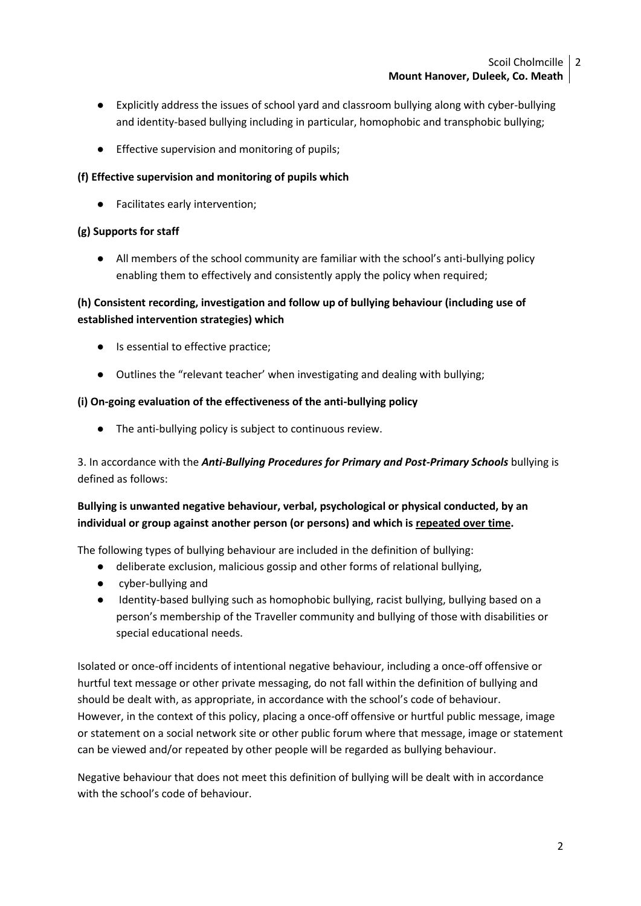- Explicitly address the issues of school yard and classroom bullying along with cyber-bullying and identity-based bullying including in particular, homophobic and transphobic bullying;
- Effective supervision and monitoring of pupils;

**(f) Effective supervision and monitoring of pupils which**

- Facilitates early intervention;

**(g) Supports for staff**

- All members of the school community are familiar with the school's anti-bullying policy enabling them to effectively and consistently apply the policy when required;

**(h) Consistent recording, investigation and follow up of bullying behaviour (including use of established intervention strategies) which**

- Is essential to effective practice;
- Outlines the "relevant teacher' when investigating and dealing with bullying;

**(i) On-going evaluation of the effectiveness of the anti-bullying policy**

- The anti-bullying policy is subject to continuous review.

3. In accordance with the ***Anti-Bullying Procedures for Primary and Post-Primary Schools*** bullying is defined as follows:

**Bullying is unwanted negative behaviour, verbal, psychological or physical conducted, by an individual or group against another person (or persons) and which is <u>repeated over time</u>.**

The following types of bullying behaviour are included in the definition of bullying:

- deliberate exclusion, malicious gossip and other forms of relational bullying,
- cyber-bullying and
- Identity-based bullying such as homophobic bullying, racist bullying, bullying based on a person's membership of the Traveller community and bullying of those with disabilities or special educational needs.

Isolated or once-off incidents of intentional negative behaviour, including a once-off offensive or hurtful text message or other private messaging, do not fall within the definition of bullying and should be dealt with, as appropriate, in accordance with the school's code of behaviour. However, in the context of this policy, placing a once-off offensive or hurtful public message, image or statement on a social network site or other public forum where that message, image or statement can be viewed and/or repeated by other people will be regarded as bullying behaviour.

Negative behaviour that does not meet this definition of bullying will be dealt with in accordance with the school's code of behaviour.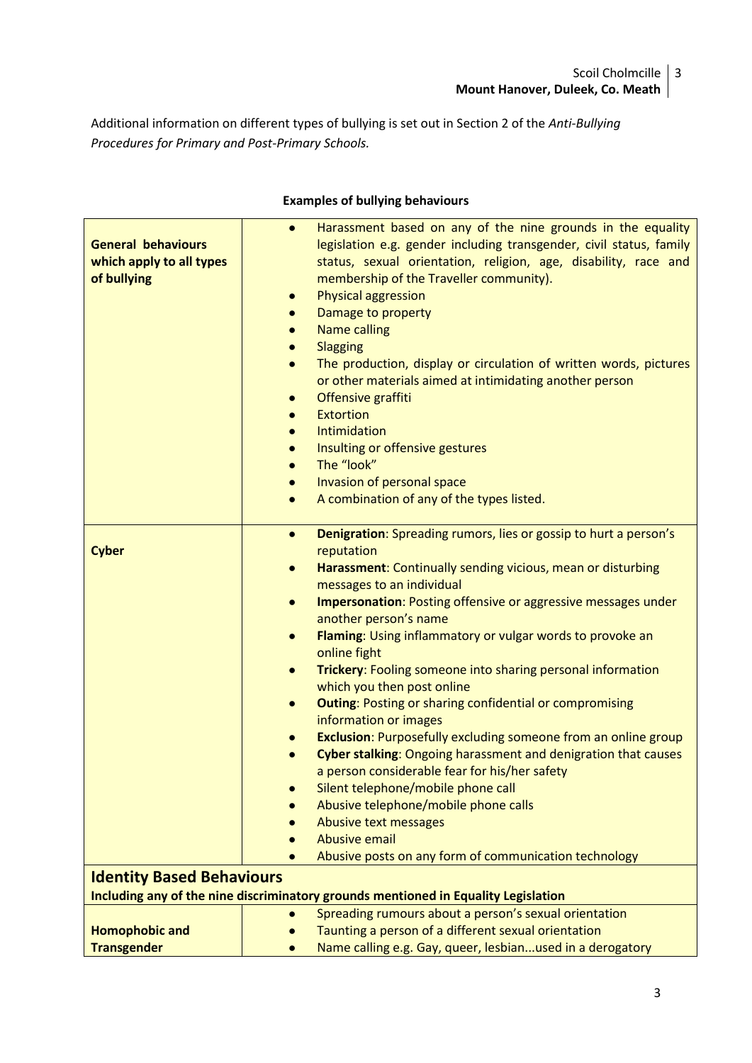Additional information on different types of bullying is set out in Section 2 of the *Anti-Bullying Procedures for Primary and Post-Primary Schools.*

**Examples of bullying behaviours**

| | |
|---|---|
| **General behaviours which apply to all types of bullying** | • Harassment based on any of the nine grounds in the equality legislation e.g. gender including transgender, civil status, family status, sexual orientation, religion, age, disability, race and membership of the Traveller community).<br>• Physical aggression<br>• Damage to property<br>• Name calling<br>• Slagging<br>• The production, display or circulation of written words, pictures or other materials aimed at intimidating another person<br>• Offensive graffiti<br>• Extortion<br>• Intimidation<br>• Insulting or offensive gestures<br>• The "look"<br>• Invasion of personal space<br>• A combination of any of the types listed. |
| **Cyber** | • **Denigration**: Spreading rumors, lies or gossip to hurt a person's reputation<br>• **Harassment**: Continually sending vicious, mean or disturbing messages to an individual<br>• **Impersonation**: Posting offensive or aggressive messages under another person's name<br>• **Flaming**: Using inflammatory or vulgar words to provoke an online fight<br>• **Trickery**: Fooling someone into sharing personal information which you then post online<br>• **Outing**: Posting or sharing confidential or compromising information or images<br>• **Exclusion**: Purposefully excluding someone from an online group<br>• **Cyber stalking**: Ongoing harassment and denigration that causes a person considerable fear for his/her safety<br>• Silent telephone/mobile phone call<br>• Abusive telephone/mobile phone calls<br>• Abusive text messages<br>• Abusive email<br>• Abusive posts on any form of communication technology |
| **Identity Based Behaviours**<br>**Including any of the nine discriminatory grounds mentioned in Equality Legislation** | |
| **Homophobic and Transgender** | • Spreading rumours about a person's sexual orientation<br>• Taunting a person of a different sexual orientation<br>• Name calling e.g. Gay, queer, lesbian...used in a derogatory |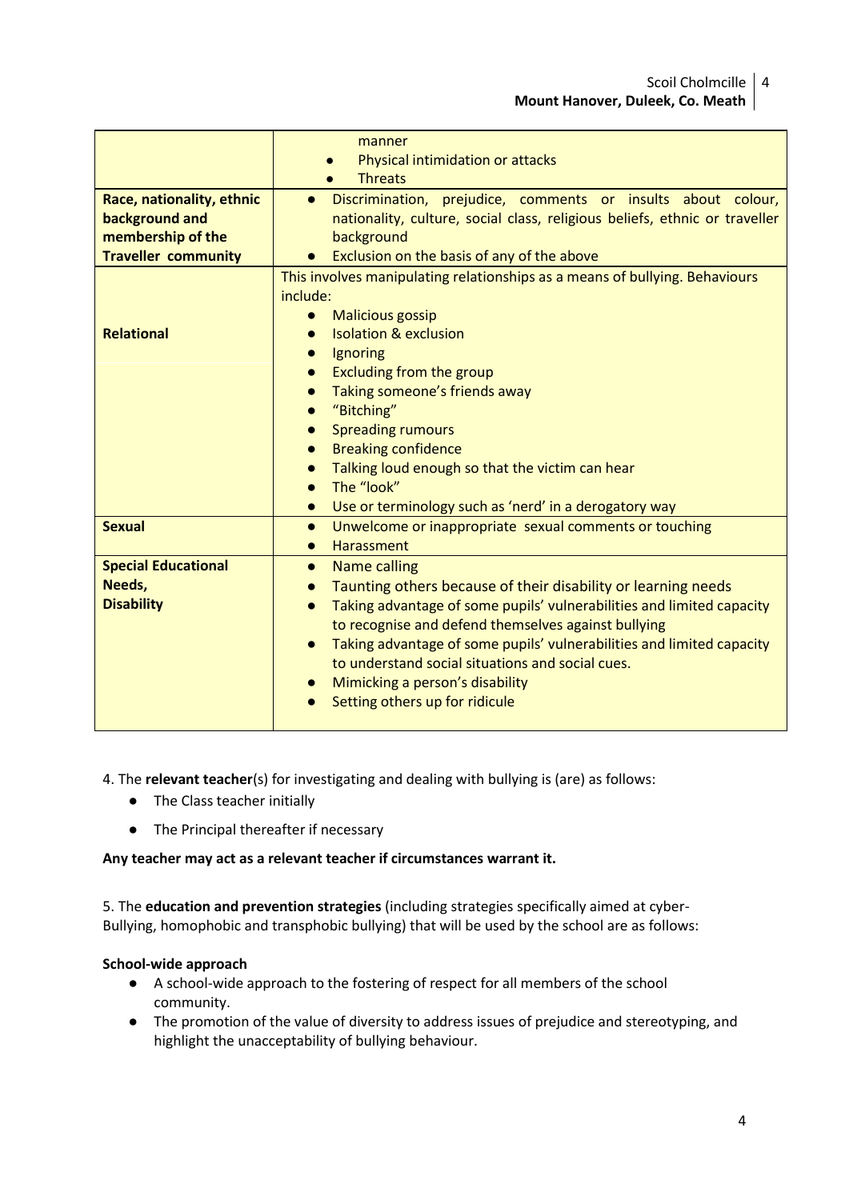| | |
|---|---|
| | manner<br>● Physical intimidation or attacks<br>● Threats |
| **Race, nationality, ethnic background and membership of the Traveller community** | ● Discrimination, prejudice, comments or insults about colour, nationality, culture, social class, religious beliefs, ethnic or traveller background<br>● Exclusion on the basis of any of the above |
| **Relational** | This involves manipulating relationships as a means of bullying. Behaviours include:<br>● Malicious gossip<br>● Isolation & exclusion<br>● Ignoring<br>● Excluding from the group<br>● Taking someone's friends away<br>● "Bitching"<br>● Spreading rumours<br>● Breaking confidence<br>● Talking loud enough so that the victim can hear<br>● The "look"<br>● Use or terminology such as 'nerd' in a derogatory way |
| **Sexual** | ● Unwelcome or inappropriate sexual comments or touching<br>● Harassment |
| **Special Educational Needs, Disability** | ● Name calling<br>● Taunting others because of their disability or learning needs<br>● Taking advantage of some pupils' vulnerabilities and limited capacity to recognise and defend themselves against bullying<br>● Taking advantage of some pupils' vulnerabilities and limited capacity to understand social situations and social cues.<br>● Mimicking a person's disability<br>● Setting others up for ridicule |

4. The **relevant teacher**(s) for investigating and dealing with bullying is (are) as follows:

- The Class teacher initially
- The Principal thereafter if necessary

**Any teacher may act as a relevant teacher if circumstances warrant it.**

5. The **education and prevention strategies** (including strategies specifically aimed at cyber-Bullying, homophobic and transphobic bullying) that will be used by the school are as follows:

**School-wide approach**

- A school-wide approach to the fostering of respect for all members of the school community.
- The promotion of the value of diversity to address issues of prejudice and stereotyping, and highlight the unacceptability of bullying behaviour.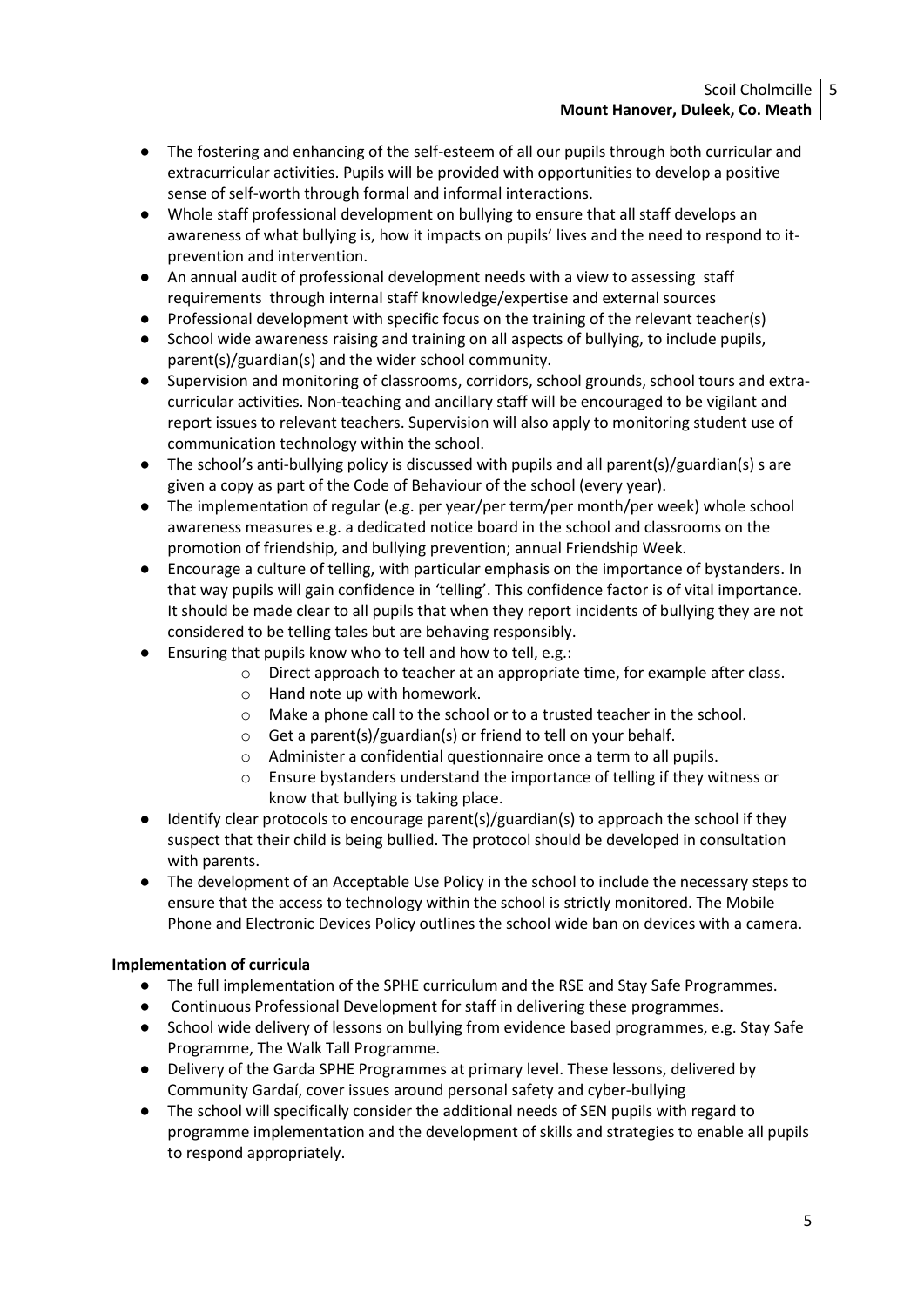- The fostering and enhancing of the self-esteem of all our pupils through both curricular and extracurricular activities. Pupils will be provided with opportunities to develop a positive sense of self-worth through formal and informal interactions.
- Whole staff professional development on bullying to ensure that all staff develops an awareness of what bullying is, how it impacts on pupils' lives and the need to respond to it-prevention and intervention.
- An annual audit of professional development needs with a view to assessing staff requirements through internal staff knowledge/expertise and external sources
- Professional development with specific focus on the training of the relevant teacher(s)
- School wide awareness raising and training on all aspects of bullying, to include pupils, parent(s)/guardian(s) and the wider school community.
- Supervision and monitoring of classrooms, corridors, school grounds, school tours and extra-curricular activities. Non-teaching and ancillary staff will be encouraged to be vigilant and report issues to relevant teachers. Supervision will also apply to monitoring student use of communication technology within the school.
- The school's anti-bullying policy is discussed with pupils and all parent(s)/guardian(s) s are given a copy as part of the Code of Behaviour of the school (every year).
- The implementation of regular (e.g. per year/per term/per month/per week) whole school awareness measures e.g. a dedicated notice board in the school and classrooms on the promotion of friendship, and bullying prevention; annual Friendship Week.
- Encourage a culture of telling, with particular emphasis on the importance of bystanders. In that way pupils will gain confidence in 'telling'. This confidence factor is of vital importance. It should be made clear to all pupils that when they report incidents of bullying they are not considered to be telling tales but are behaving responsibly.
- Ensuring that pupils know who to tell and how to tell, e.g.:
  - Direct approach to teacher at an appropriate time, for example after class.
  - Hand note up with homework.
  - Make a phone call to the school or to a trusted teacher in the school.
  - Get a parent(s)/guardian(s) or friend to tell on your behalf.
  - Administer a confidential questionnaire once a term to all pupils.
  - Ensure bystanders understand the importance of telling if they witness or know that bullying is taking place.
- Identify clear protocols to encourage parent(s)/guardian(s) to approach the school if they suspect that their child is being bullied. The protocol should be developed in consultation with parents.
- The development of an Acceptable Use Policy in the school to include the necessary steps to ensure that the access to technology within the school is strictly monitored. The Mobile Phone and Electronic Devices Policy outlines the school wide ban on devices with a camera.

**Implementation of curricula**

- The full implementation of the SPHE curriculum and the RSE and Stay Safe Programmes.
- Continuous Professional Development for staff in delivering these programmes.
- School wide delivery of lessons on bullying from evidence based programmes, e.g. Stay Safe Programme, The Walk Tall Programme.
- Delivery of the Garda SPHE Programmes at primary level. These lessons, delivered by Community Gardaí, cover issues around personal safety and cyber-bullying
- The school will specifically consider the additional needs of SEN pupils with regard to programme implementation and the development of skills and strategies to enable all pupils to respond appropriately.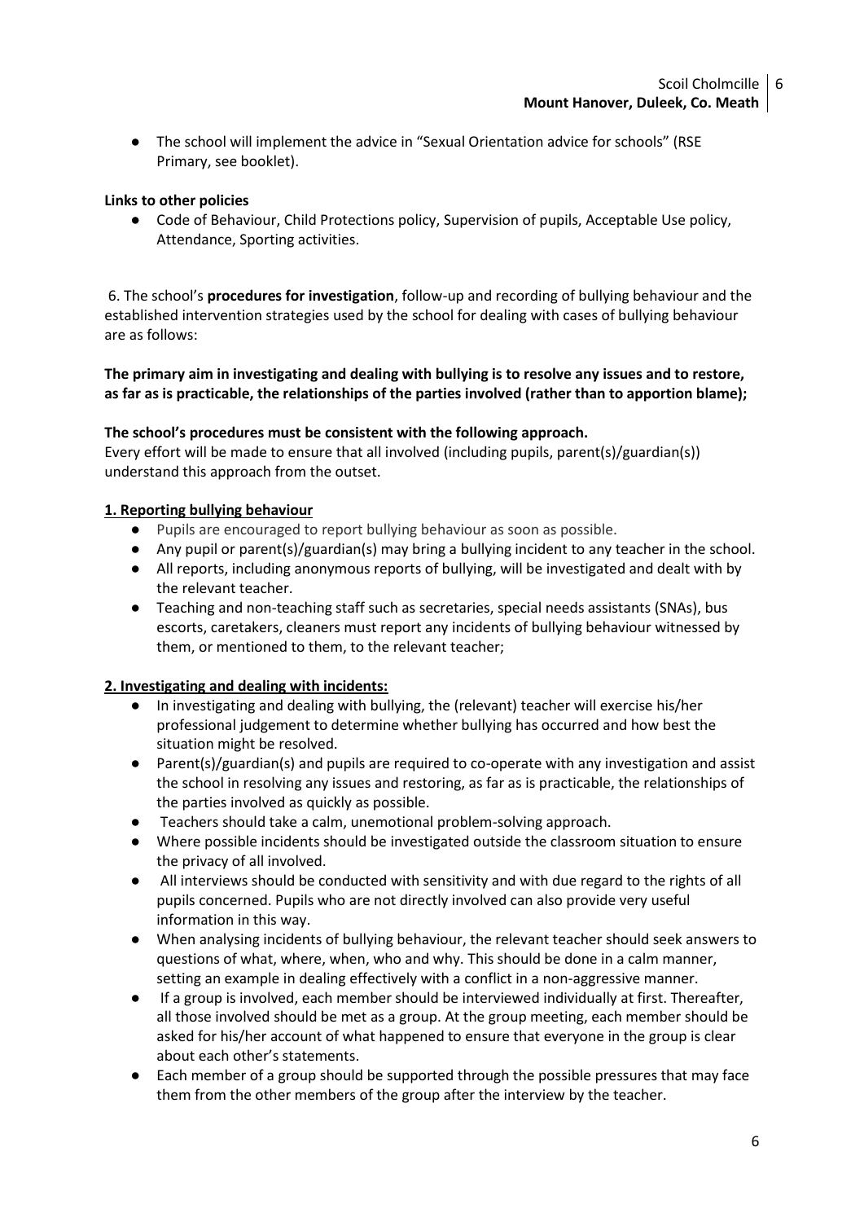- The school will implement the advice in "Sexual Orientation advice for schools" (RSE Primary, see booklet).

**Links to other policies**

- Code of Behaviour, Child Protections policy, Supervision of pupils, Acceptable Use policy, Attendance, Sporting activities.

6. The school's **procedures for investigation**, follow-up and recording of bullying behaviour and the established intervention strategies used by the school for dealing with cases of bullying behaviour are as follows:

**The primary aim in investigating and dealing with bullying is to resolve any issues and to restore, as far as is practicable, the relationships of the parties involved (rather than to apportion blame);**

**The school's procedures must be consistent with the following approach.**
Every effort will be made to ensure that all involved (including pupils, parent(s)/guardian(s)) understand this approach from the outset.

**1. Reporting bullying behaviour**

- Pupils are encouraged to report bullying behaviour as soon as possible.
- Any pupil or parent(s)/guardian(s) may bring a bullying incident to any teacher in the school.
- All reports, including anonymous reports of bullying, will be investigated and dealt with by the relevant teacher.
- Teaching and non-teaching staff such as secretaries, special needs assistants (SNAs), bus escorts, caretakers, cleaners must report any incidents of bullying behaviour witnessed by them, or mentioned to them, to the relevant teacher;

**2. Investigating and dealing with incidents:**

- In investigating and dealing with bullying, the (relevant) teacher will exercise his/her professional judgement to determine whether bullying has occurred and how best the situation might be resolved.
- Parent(s)/guardian(s) and pupils are required to co-operate with any investigation and assist the school in resolving any issues and restoring, as far as is practicable, the relationships of the parties involved as quickly as possible.
- Teachers should take a calm, unemotional problem-solving approach.
- Where possible incidents should be investigated outside the classroom situation to ensure the privacy of all involved.
- All interviews should be conducted with sensitivity and with due regard to the rights of all pupils concerned. Pupils who are not directly involved can also provide very useful information in this way.
- When analysing incidents of bullying behaviour, the relevant teacher should seek answers to questions of what, where, when, who and why. This should be done in a calm manner, setting an example in dealing effectively with a conflict in a non-aggressive manner.
- If a group is involved, each member should be interviewed individually at first. Thereafter, all those involved should be met as a group. At the group meeting, each member should be asked for his/her account of what happened to ensure that everyone in the group is clear about each other's statements.
- Each member of a group should be supported through the possible pressures that may face them from the other members of the group after the interview by the teacher.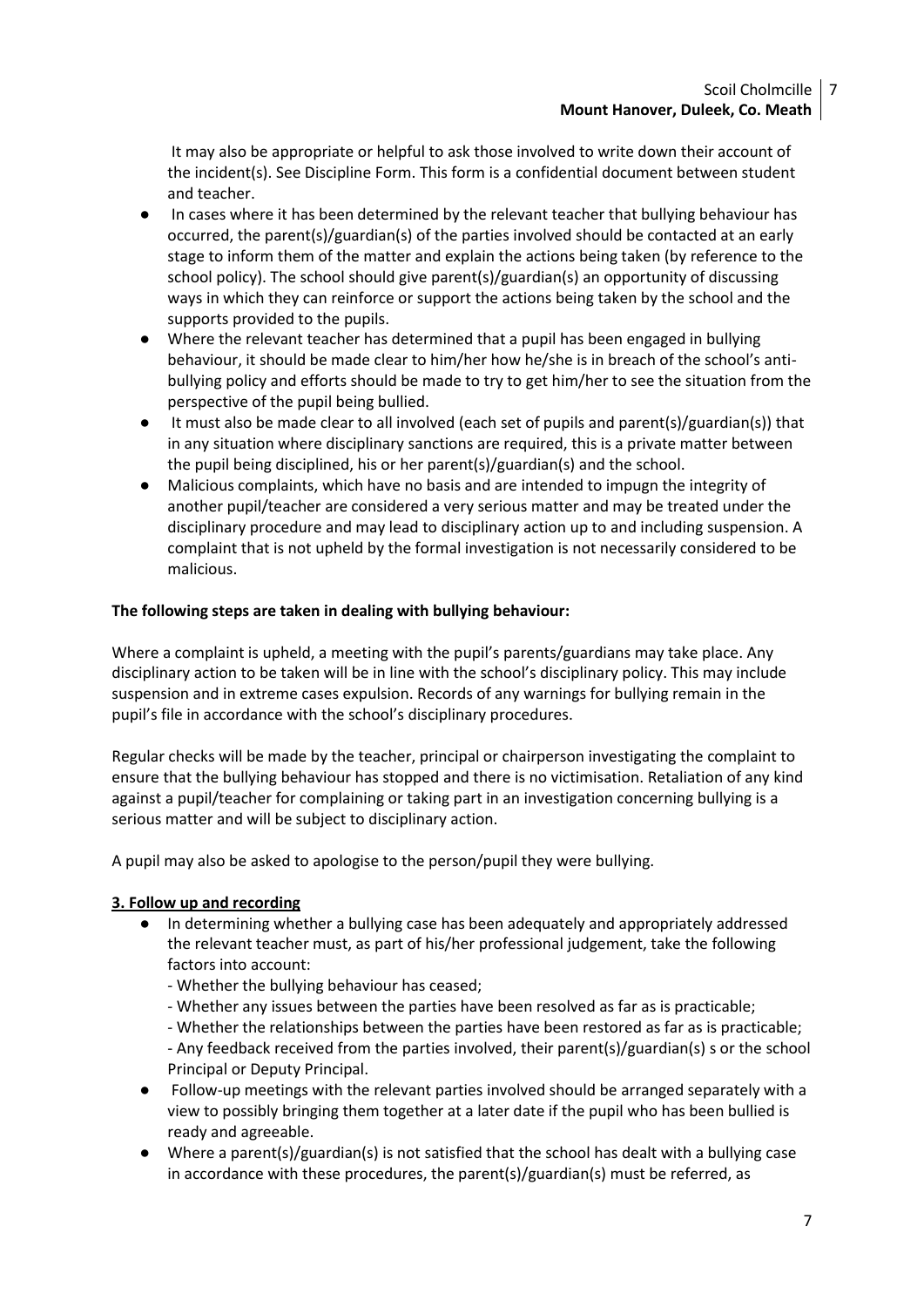It may also be appropriate or helpful to ask those involved to write down their account of the incident(s). See Discipline Form. This form is a confidential document between student and teacher.

- In cases where it has been determined by the relevant teacher that bullying behaviour has occurred, the parent(s)/guardian(s) of the parties involved should be contacted at an early stage to inform them of the matter and explain the actions being taken (by reference to the school policy). The school should give parent(s)/guardian(s) an opportunity of discussing ways in which they can reinforce or support the actions being taken by the school and the supports provided to the pupils.
- Where the relevant teacher has determined that a pupil has been engaged in bullying behaviour, it should be made clear to him/her how he/she is in breach of the school's anti-bullying policy and efforts should be made to try to get him/her to see the situation from the perspective of the pupil being bullied.
- It must also be made clear to all involved (each set of pupils and parent(s)/guardian(s)) that in any situation where disciplinary sanctions are required, this is a private matter between the pupil being disciplined, his or her parent(s)/guardian(s) and the school.
- Malicious complaints, which have no basis and are intended to impugn the integrity of another pupil/teacher are considered a very serious matter and may be treated under the disciplinary procedure and may lead to disciplinary action up to and including suspension. A complaint that is not upheld by the formal investigation is not necessarily considered to be malicious.

**The following steps are taken in dealing with bullying behaviour:**

Where a complaint is upheld, a meeting with the pupil's parents/guardians may take place. Any disciplinary action to be taken will be in line with the school's disciplinary policy. This may include suspension and in extreme cases expulsion. Records of any warnings for bullying remain in the pupil's file in accordance with the school's disciplinary procedures.

Regular checks will be made by the teacher, principal or chairperson investigating the complaint to ensure that the bullying behaviour has stopped and there is no victimisation. Retaliation of any kind against a pupil/teacher for complaining or taking part in an investigation concerning bullying is a serious matter and will be subject to disciplinary action.

A pupil may also be asked to apologise to the person/pupil they were bullying.

**3. Follow up and recording**

- In determining whether a bullying case has been adequately and appropriately addressed the relevant teacher must, as part of his/her professional judgement, take the following factors into account:
  - Whether the bullying behaviour has ceased;
  - Whether any issues between the parties have been resolved as far as is practicable;
  - Whether the relationships between the parties have been restored as far as is practicable;
  - Any feedback received from the parties involved, their parent(s)/guardian(s) s or the school Principal or Deputy Principal.
- Follow-up meetings with the relevant parties involved should be arranged separately with a view to possibly bringing them together at a later date if the pupil who has been bullied is ready and agreeable.
- Where a parent(s)/guardian(s) is not satisfied that the school has dealt with a bullying case in accordance with these procedures, the parent(s)/guardian(s) must be referred, as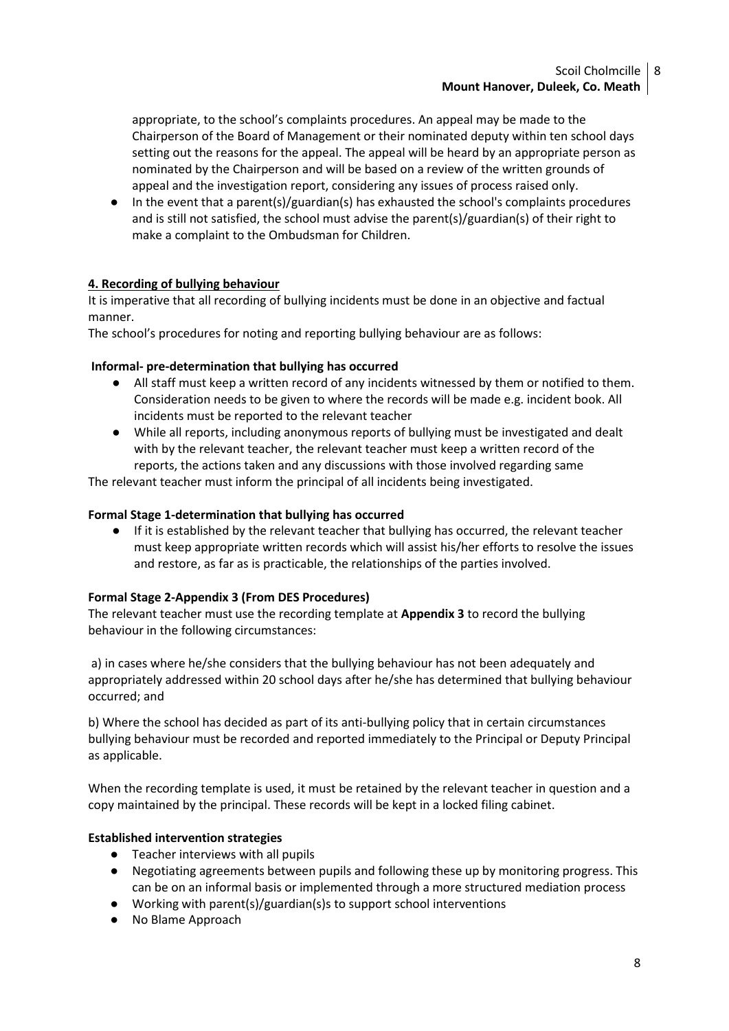appropriate, to the school's complaints procedures. An appeal may be made to the Chairperson of the Board of Management or their nominated deputy within ten school days setting out the reasons for the appeal. The appeal will be heard by an appropriate person as nominated by the Chairperson and will be based on a review of the written grounds of appeal and the investigation report, considering any issues of process raised only.

- In the event that a parent(s)/guardian(s) has exhausted the school's complaints procedures and is still not satisfied, the school must advise the parent(s)/guardian(s) of their right to make a complaint to the Ombudsman for Children.

## 4. Recording of bullying behaviour

It is imperative that all recording of bullying incidents must be done in an objective and factual manner.

The school's procedures for noting and reporting bullying behaviour are as follows:

### Informal- pre-determination that bullying has occurred

- All staff must keep a written record of any incidents witnessed by them or notified to them. Consideration needs to be given to where the records will be made e.g. incident book. All incidents must be reported to the relevant teacher
- While all reports, including anonymous reports of bullying must be investigated and dealt with by the relevant teacher, the relevant teacher must keep a written record of the reports, the actions taken and any discussions with those involved regarding same

The relevant teacher must inform the principal of all incidents being investigated.

### Formal Stage 1-determination that bullying has occurred

- If it is established by the relevant teacher that bullying has occurred, the relevant teacher must keep appropriate written records which will assist his/her efforts to resolve the issues and restore, as far as is practicable, the relationships of the parties involved.

### Formal Stage 2-Appendix 3 (From DES Procedures)

The relevant teacher must use the recording template at **Appendix 3** to record the bullying behaviour in the following circumstances:

a) in cases where he/she considers that the bullying behaviour has not been adequately and appropriately addressed within 20 school days after he/she has determined that bullying behaviour occurred; and

b) Where the school has decided as part of its anti-bullying policy that in certain circumstances bullying behaviour must be recorded and reported immediately to the Principal or Deputy Principal as applicable.

When the recording template is used, it must be retained by the relevant teacher in question and a copy maintained by the principal. These records will be kept in a locked filing cabinet.

### Established intervention strategies

- Teacher interviews with all pupils
- Negotiating agreements between pupils and following these up by monitoring progress. This can be on an informal basis or implemented through a more structured mediation process
- Working with parent(s)/guardian(s)s to support school interventions
- No Blame Approach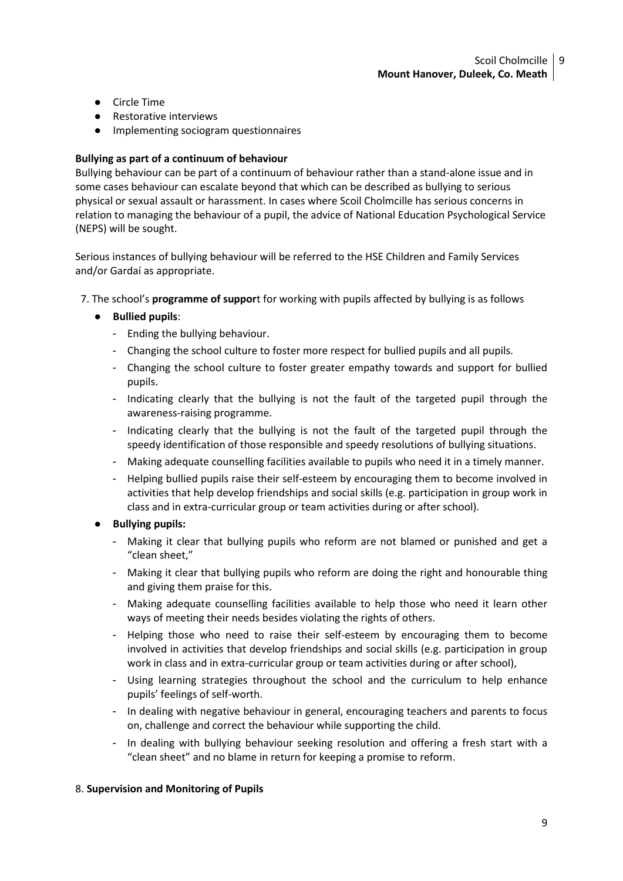- Circle Time
- Restorative interviews
- Implementing sociogram questionnaires

**Bullying as part of a continuum of behaviour**

Bullying behaviour can be part of a continuum of behaviour rather than a stand-alone issue and in some cases behaviour can escalate beyond that which can be described as bullying to serious physical or sexual assault or harassment. In cases where Scoil Cholmcille has serious concerns in relation to managing the behaviour of a pupil, the advice of National Education Psychological Service (NEPS) will be sought.

Serious instances of bullying behaviour will be referred to the HSE Children and Family Services and/or Gardaí as appropriate.

7. The school's **programme of suppor**t for working with pupils affected by bullying is as follows

- **Bullied pupils**:
  - Ending the bullying behaviour.
  - Changing the school culture to foster more respect for bullied pupils and all pupils.
  - Changing the school culture to foster greater empathy towards and support for bullied pupils.
  - Indicating clearly that the bullying is not the fault of the targeted pupil through the awareness-raising programme.
  - Indicating clearly that the bullying is not the fault of the targeted pupil through the speedy identification of those responsible and speedy resolutions of bullying situations.
  - Making adequate counselling facilities available to pupils who need it in a timely manner.
  - Helping bullied pupils raise their self-esteem by encouraging them to become involved in activities that help develop friendships and social skills (e.g. participation in group work in class and in extra-curricular group or team activities during or after school).
- **Bullying pupils:**
  - Making it clear that bullying pupils who reform are not blamed or punished and get a "clean sheet,"
  - Making it clear that bullying pupils who reform are doing the right and honourable thing and giving them praise for this.
  - Making adequate counselling facilities available to help those who need it learn other ways of meeting their needs besides violating the rights of others.
  - Helping those who need to raise their self-esteem by encouraging them to become involved in activities that develop friendships and social skills (e.g. participation in group work in class and in extra-curricular group or team activities during or after school),
  - Using learning strategies throughout the school and the curriculum to help enhance pupils' feelings of self-worth.
  - In dealing with negative behaviour in general, encouraging teachers and parents to focus on, challenge and correct the behaviour while supporting the child.
  - In dealing with bullying behaviour seeking resolution and offering a fresh start with a "clean sheet" and no blame in return for keeping a promise to reform.

8. **Supervision and Monitoring of Pupils**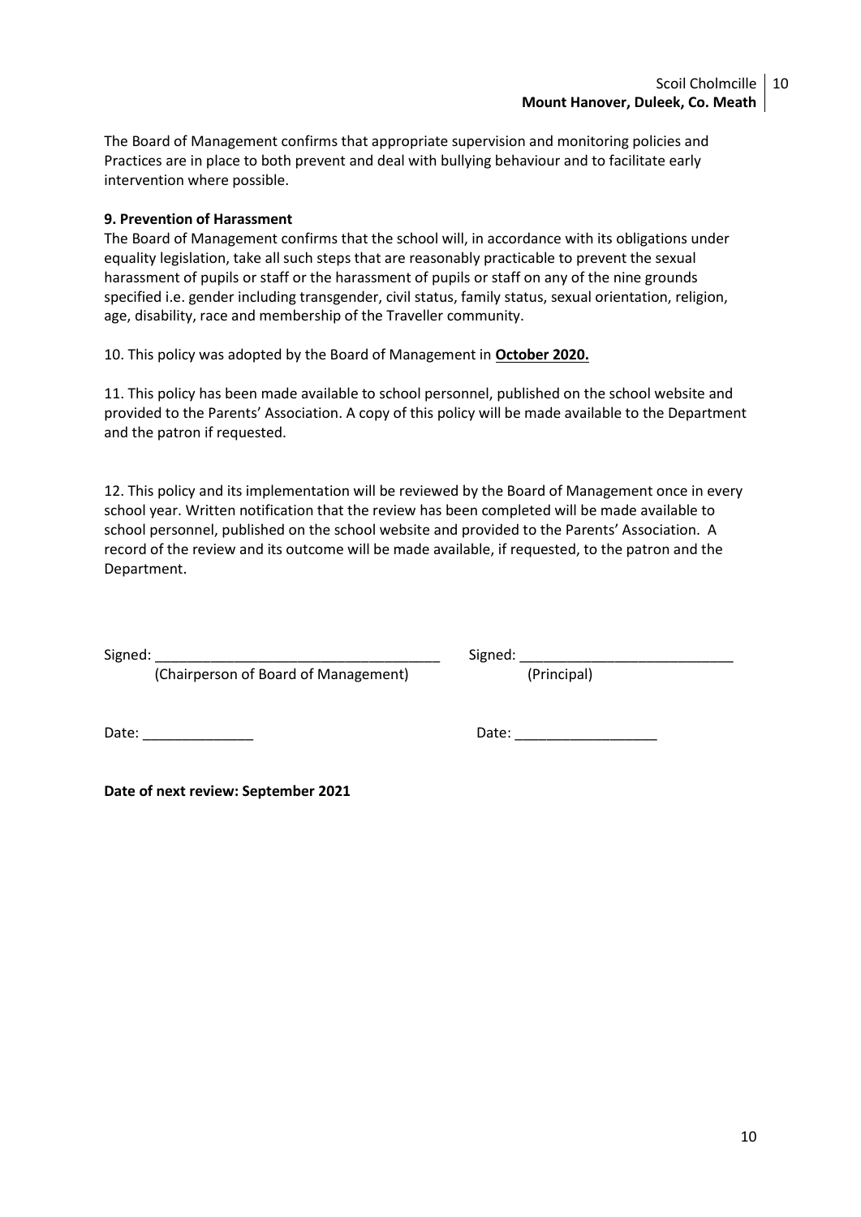The Board of Management confirms that appropriate supervision and monitoring policies and Practices are in place to both prevent and deal with bullying behaviour and to facilitate early intervention where possible.

**9. Prevention of Harassment**

The Board of Management confirms that the school will, in accordance with its obligations under equality legislation, take all such steps that are reasonably practicable to prevent the sexual harassment of pupils or staff or the harassment of pupils or staff on any of the nine grounds specified i.e. gender including transgender, civil status, family status, sexual orientation, religion, age, disability, race and membership of the Traveller community.

10. This policy was adopted by the Board of Management in **October 2020.**

11. This policy has been made available to school personnel, published on the school website and provided to the Parents' Association. A copy of this policy will be made available to the Department and the patron if requested.

12. This policy and its implementation will be reviewed by the Board of Management once in every school year. Written notification that the review has been completed will be made available to school personnel, published on the school website and provided to the Parents' Association. A record of the review and its outcome will be made available, if requested, to the patron and the Department.

Signed: ____________________________________
(Chairperson of Board of Management)

Signed: ___________________________
(Principal)

Date: ______________

Date: __________________

**Date of next review: September 2021**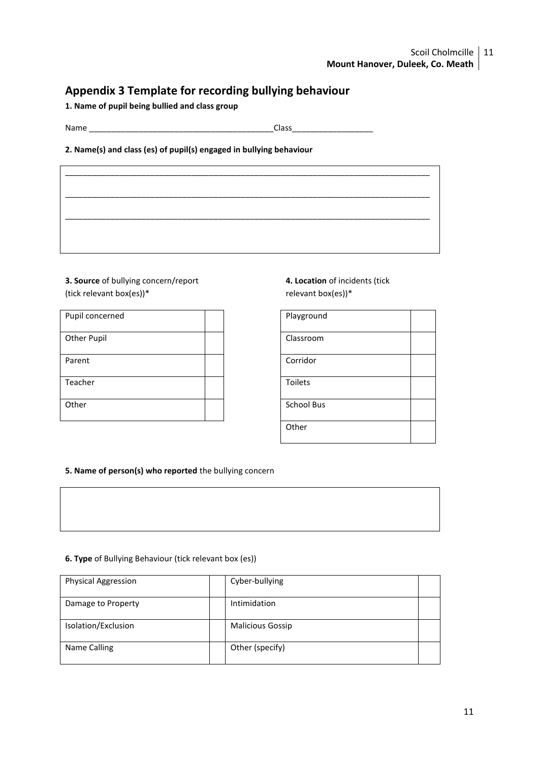## Appendix 3 Template for recording bullying behaviour

**1. Name of pupil being bullied and class group**

Name ________________________________________Class_________________

**2. Name(s) and class (es) of pupil(s) engaged in bullying behaviour**

________________________________________________________________________________

________________________________________________________________________________

________________________________________________________________________________

**3. Source** of bullying concern/report (tick relevant box(es))*

| | |
|---|---|
| Pupil concerned | |
| Other Pupil | |
| Parent | |
| Teacher | |
| Other | |

**4. Location** of incidents (tick relevant box(es))*

| | |
|---|---|
| Playground | |
| Classroom | |
| Corridor | |
| Toilets | |
| School Bus | |
| Other | |

**5. Name of person(s) who reported** the bullying concern

**6. Type** of Bullying Behaviour (tick relevant box (es))

| | | | |
|---|---|---|---|
| Physical Aggression | | Cyber-bullying | |
| Damage to Property | | Intimidation | |
| Isolation/Exclusion | | Malicious Gossip | |
| Name Calling | | Other (specify) | |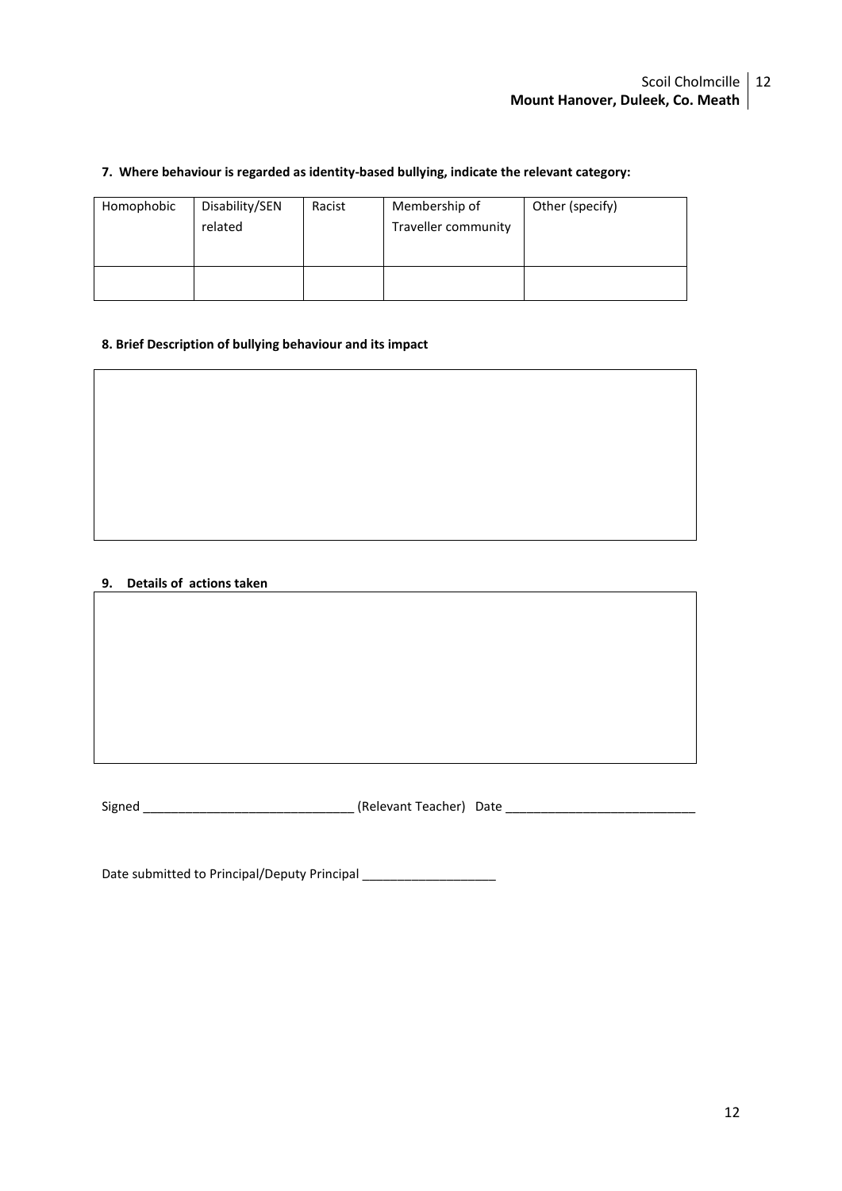**7. Where behaviour is regarded as identity-based bullying, indicate the relevant category:**

| Homophobic | Disability/SEN related | Racist | Membership of Traveller community | Other (specify) |
| --- | --- | --- | --- | --- |
| | | | | |

**8. Brief Description of bullying behaviour and its impact**

| |
| --- |
| |

**9. Details of actions taken**

| |
| --- |
| |

Signed ______________________________ (Relevant Teacher) Date ___________________________

Date submitted to Principal/Deputy Principal ___________________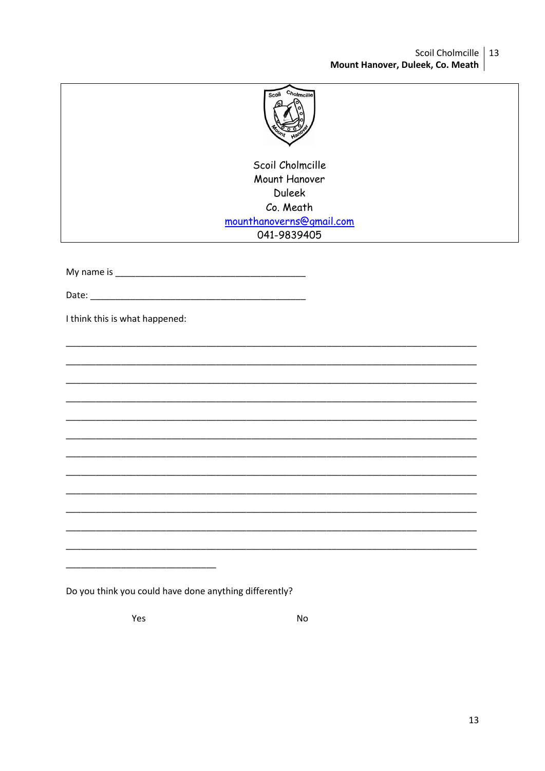Scoil Cholmcille
Mount Hanover
Duleek
Co. Meath
mounthanoverns@gmail.com
041-9839405

My name is ____________________________________

Date: ___________________________________________

I think this is what happened:

___________________________________________________________________________

___________________________________________________________________________

___________________________________________________________________________

___________________________________________________________________________

___________________________________________________________________________

___________________________________________________________________________

___________________________________________________________________________

___________________________________________________________________________

___________________________________________________________________________

___________________________________________________________________________

___________________________________________________________________________

___________________________________________________________________________

____________________________

Do you think you could have done anything differently?

Yes No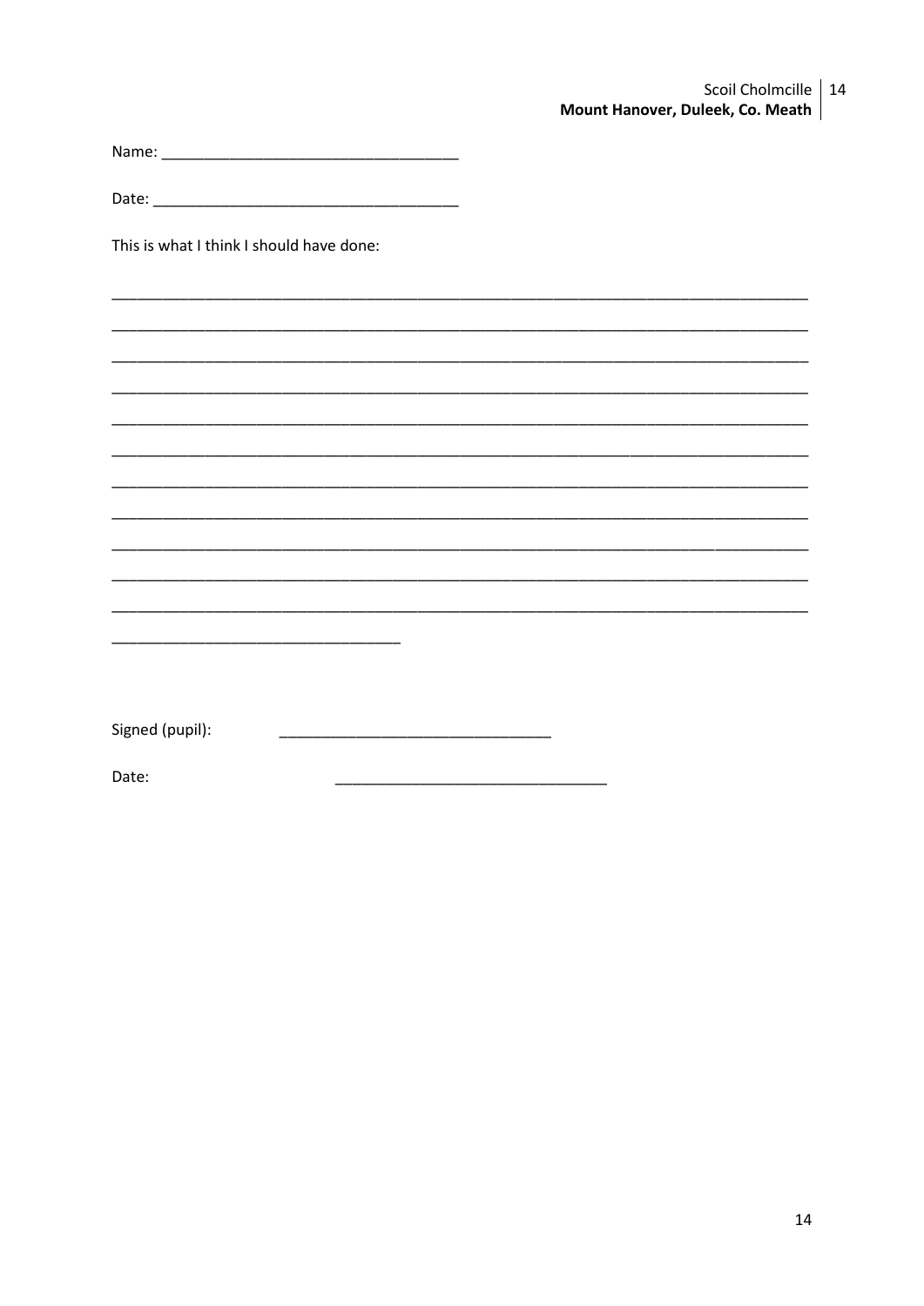Name: ___________________________________

Date: ____________________________________

This is what I think I should have done:

_______________________________________________________________________________

_______________________________________________________________________________

_______________________________________________________________________________

_______________________________________________________________________________

_______________________________________________________________________________

_______________________________________________________________________________

_______________________________________________________________________________

_______________________________________________________________________________

_______________________________________________________________________________

_______________________________________________________________________________

_______________________________________________________________________________

__________________________________

Signed (pupil): ________________________________

Date: ________________________________